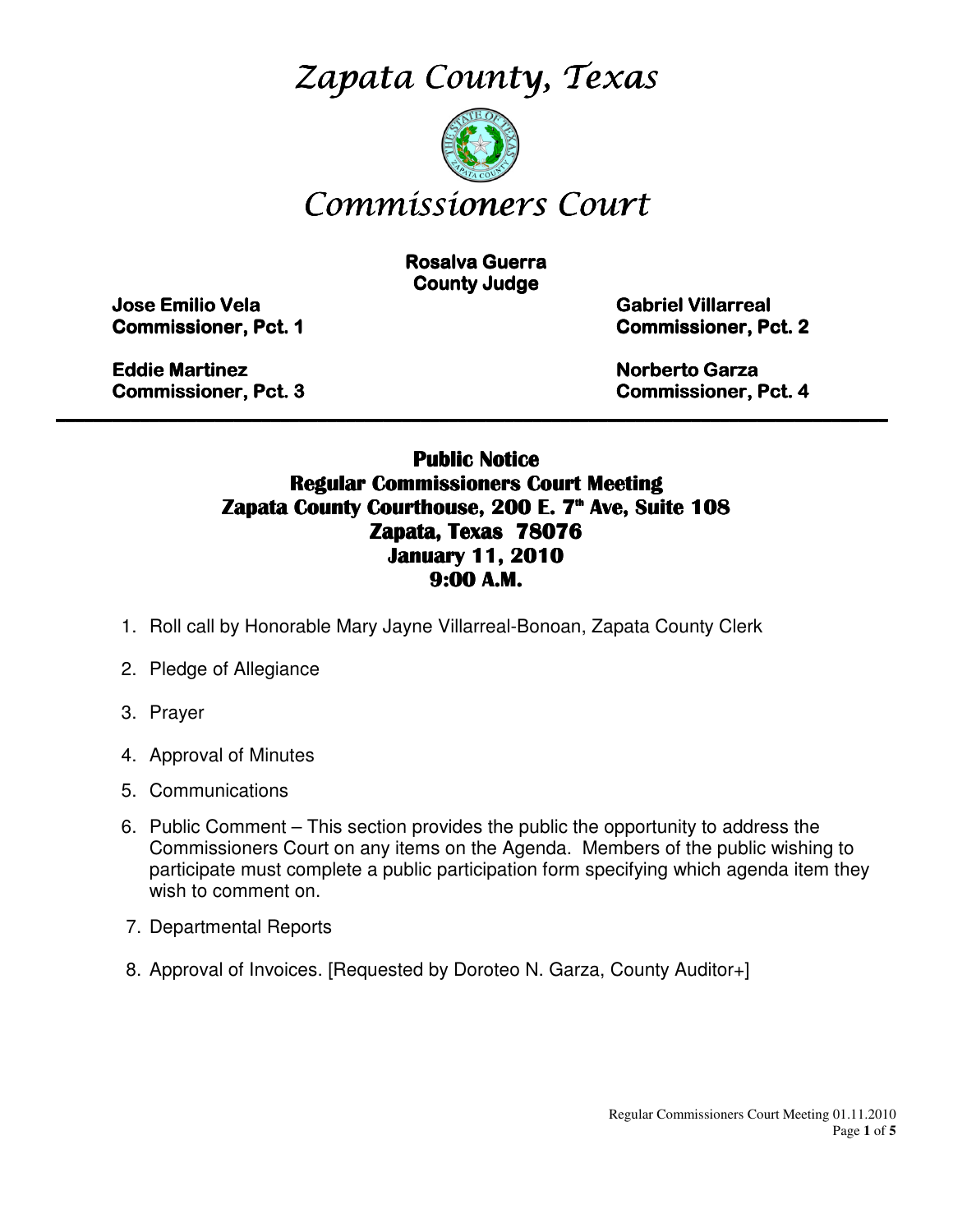# *Zapata County, Texas*

# *Commissioners Court*

**Rosalva Guerra**
**County Judge**

**Jose Emilio Vela**
**Commissioner, Pct. 1**

**Gabriel Villarreal**
**Commissioner, Pct. 2**

**Eddie Martinez**
**Commissioner, Pct. 3**

**Norberto Garza**
**Commissioner, Pct. 4**

---

## Public Notice
## Regular Commissioners Court Meeting
## Zapata County Courthouse, 200 E. 7th Ave, Suite 108
## Zapata, Texas 78076
## January 11, 2010
## 9:00 A.M.

1. Roll call by Honorable Mary Jayne Villarreal-Bonoan, Zapata County Clerk
2. Pledge of Allegiance
3. Prayer
4. Approval of Minutes
5. Communications
6. Public Comment – This section provides the public the opportunity to address the Commissioners Court on any items on the Agenda. Members of the public wishing to participate must complete a public participation form specifying which agenda item they wish to comment on.
7. Departmental Reports
8. Approval of Invoices. [Requested by Doroteo N. Garza, County Auditor+]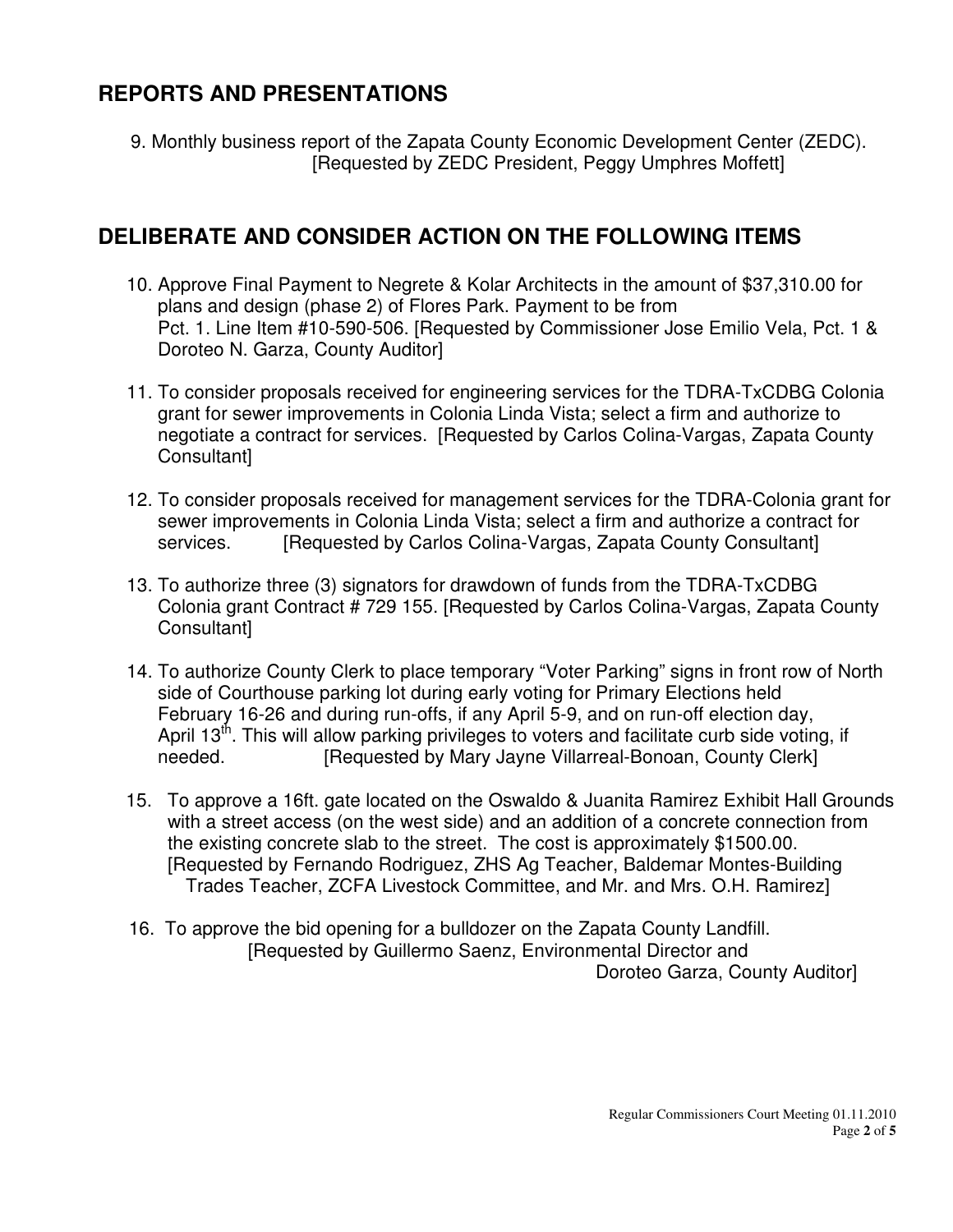## REPORTS AND PRESENTATIONS

9. Monthly business report of the Zapata County Economic Development Center (ZEDC). [Requested by ZEDC President, Peggy Umphres Moffett]

## DELIBERATE AND CONSIDER ACTION ON THE FOLLOWING ITEMS

10. Approve Final Payment to Negrete & Kolar Architects in the amount of $37,310.00 for plans and design (phase 2) of Flores Park. Payment to be from Pct. 1. Line Item #10-590-506. [Requested by Commissioner Jose Emilio Vela, Pct. 1 & Doroteo N. Garza, County Auditor]

11. To consider proposals received for engineering services for the TDRA-TxCDBG Colonia grant for sewer improvements in Colonia Linda Vista; select a firm and authorize to negotiate a contract for services. [Requested by Carlos Colina-Vargas, Zapata County Consultant]

12. To consider proposals received for management services for the TDRA-Colonia grant for sewer improvements in Colonia Linda Vista; select a firm and authorize a contract for services. [Requested by Carlos Colina-Vargas, Zapata County Consultant]

13. To authorize three (3) signators for drawdown of funds from the TDRA-TxCDBG Colonia grant Contract # 729 155. [Requested by Carlos Colina-Vargas, Zapata County Consultant]

14. To authorize County Clerk to place temporary "Voter Parking" signs in front row of North side of Courthouse parking lot during early voting for Primary Elections held February 16-26 and during run-offs, if any April 5-9, and on run-off election day, April 13th. This will allow parking privileges to voters and facilitate curb side voting, if needed. [Requested by Mary Jayne Villarreal-Bonoan, County Clerk]

15. To approve a 16ft. gate located on the Oswaldo & Juanita Ramirez Exhibit Hall Grounds with a street access (on the west side) and an addition of a concrete connection from the existing concrete slab to the street. The cost is approximately $1500.00. [Requested by Fernando Rodriguez, ZHS Ag Teacher, Baldemar Montes-Building Trades Teacher, ZCFA Livestock Committee, and Mr. and Mrs. O.H. Ramirez]

16. To approve the bid opening for a bulldozer on the Zapata County Landfill. [Requested by Guillermo Saenz, Environmental Director and Doroteo Garza, County Auditor]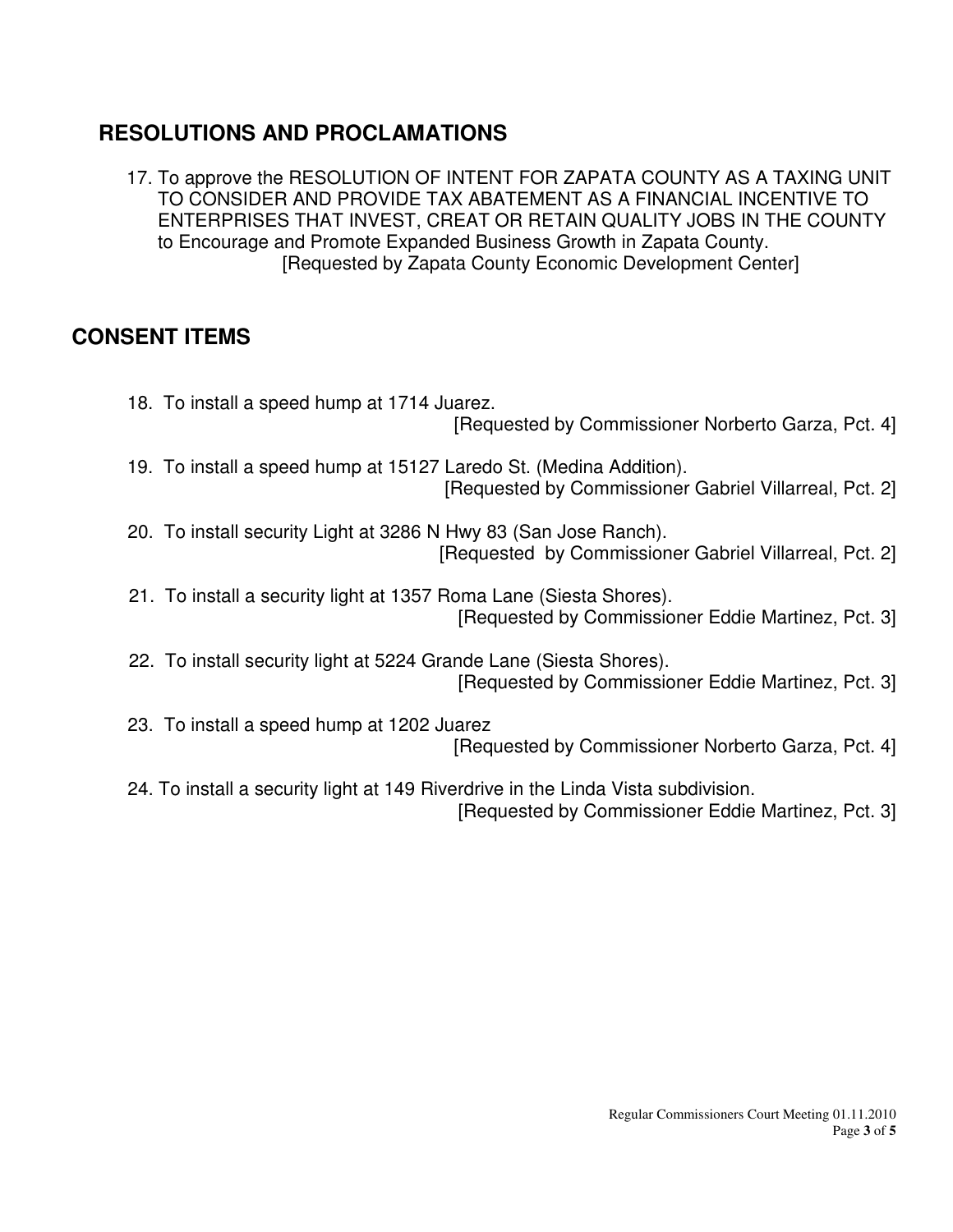## RESOLUTIONS AND PROCLAMATIONS

17. To approve the RESOLUTION OF INTENT FOR ZAPATA COUNTY AS A TAXING UNIT TO CONSIDER AND PROVIDE TAX ABATEMENT AS A FINANCIAL INCENTIVE TO ENTERPRISES THAT INVEST, CREAT OR RETAIN QUALITY JOBS IN THE COUNTY to Encourage and Promote Expanded Business Growth in Zapata County.
[Requested by Zapata County Economic Development Center]

## CONSENT ITEMS

18. To install a speed hump at 1714 Juarez.
[Requested by Commissioner Norberto Garza, Pct. 4]

19. To install a speed hump at 15127 Laredo St. (Medina Addition).
[Requested by Commissioner Gabriel Villarreal, Pct. 2]

20. To install security Light at 3286 N Hwy 83 (San Jose Ranch).
[Requested by Commissioner Gabriel Villarreal, Pct. 2]

21. To install a security light at 1357 Roma Lane (Siesta Shores).
[Requested by Commissioner Eddie Martinez, Pct. 3]

22. To install security light at 5224 Grande Lane (Siesta Shores).
[Requested by Commissioner Eddie Martinez, Pct. 3]

23. To install a speed hump at 1202 Juarez
[Requested by Commissioner Norberto Garza, Pct. 4]

24. To install a security light at 149 Riverdrive in the Linda Vista subdivision.
[Requested by Commissioner Eddie Martinez, Pct. 3]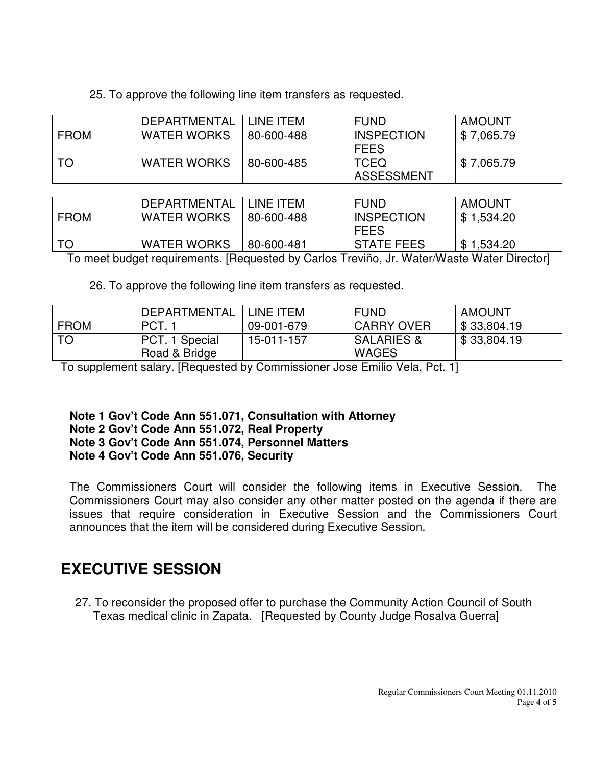25. To approve the following line item transfers as requested.

| | DEPARTMENTAL | LINE ITEM | FUND | AMOUNT |
|---|---|---|---|---|
| FROM | WATER WORKS | 80-600-488 | INSPECTION FEES | $ 7,065.79 |
| TO | WATER WORKS | 80-600-485 | TCEQ ASSESSMENT | $ 7,065.79 |

| | DEPARTMENTAL | LINE ITEM | FUND | AMOUNT |
|---|---|---|---|---|
| FROM | WATER WORKS | 80-600-488 | INSPECTION FEES | $ 1,534.20 |
| TO | WATER WORKS | 80-600-481 | STATE FEES | $ 1,534.20 |

To meet budget requirements. [Requested by Carlos Treviño, Jr. Water/Waste Water Director]

26. To approve the following line item transfers as requested.

| | DEPARTMENTAL | LINE ITEM | FUND | AMOUNT |
|---|---|---|---|---|
| FROM | PCT. 1 | 09-001-679 | CARRY OVER | $ 33,804.19 |
| TO | PCT. 1 Special Road & Bridge | 15-011-157 | SALARIES & WAGES | $ 33,804.19 |

To supplement salary. [Requested by Commissioner Jose Emilio Vela, Pct. 1]

**Note 1 Gov't Code Ann 551.071, Consultation with Attorney**
**Note 2 Gov't Code Ann 551.072, Real Property**
**Note 3 Gov't Code Ann 551.074, Personnel Matters**
**Note 4 Gov't Code Ann 551.076, Security**

The Commissioners Court will consider the following items in Executive Session. The Commissioners Court may also consider any other matter posted on the agenda if there are issues that require consideration in Executive Session and the Commissioners Court announces that the item will be considered during Executive Session.

# EXECUTIVE SESSION

27. To reconsider the proposed offer to purchase the Community Action Council of South Texas medical clinic in Zapata. [Requested by County Judge Rosalva Guerra]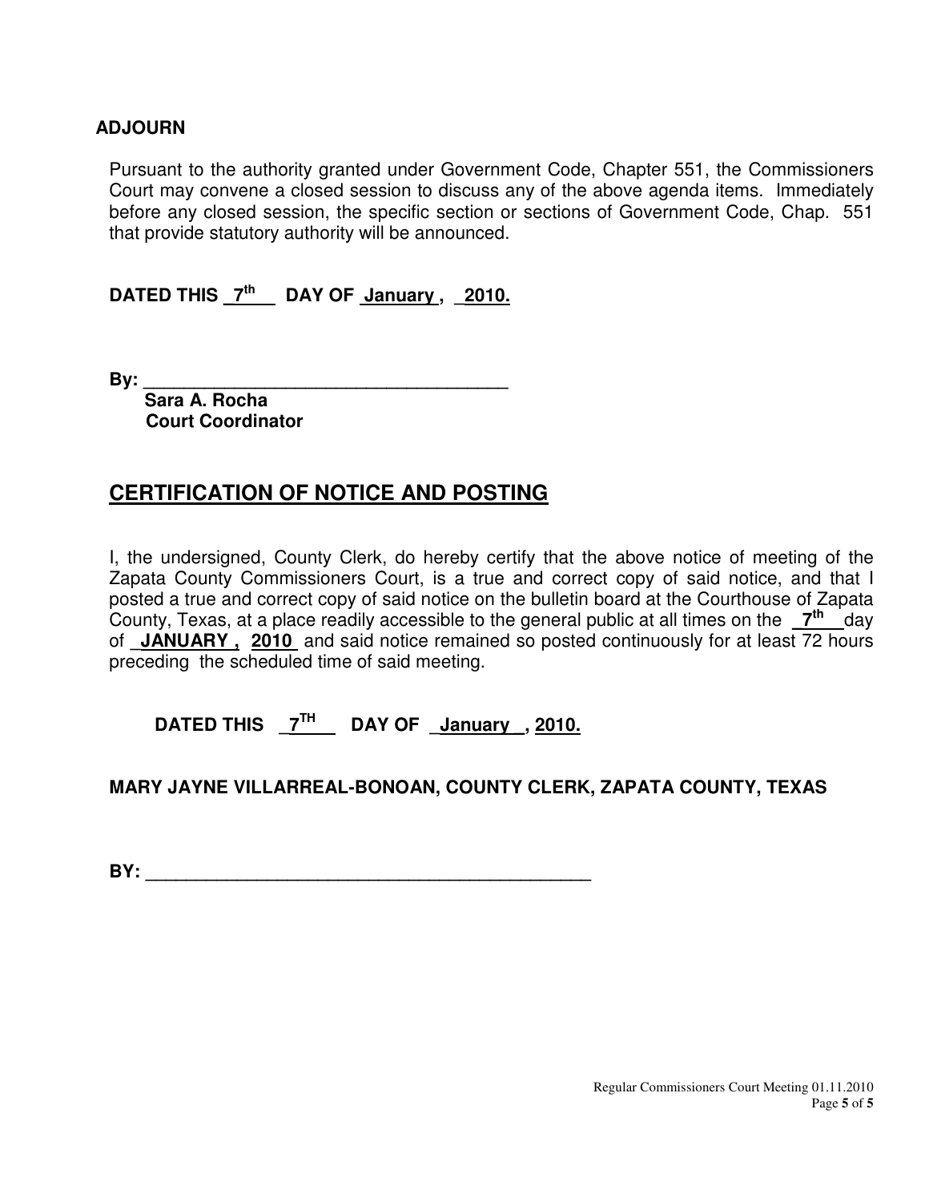**ADJOURN**

Pursuant to the authority granted under Government Code, Chapter 551, the Commissioners Court may convene a closed session to discuss any of the above agenda items. Immediately before any closed session, the specific section or sections of Government Code, Chap. 551 that provide statutory authority will be announced.

**DATED THIS 7th DAY OF January , 2010.**

**By: \_\_\_\_\_\_\_\_\_\_\_\_\_\_\_\_\_\_\_\_\_\_\_\_\_\_\_\_\_\_\_\_\_\_\_\_**

**Sara A. Rocha**
**Court Coordinator**

## CERTIFICATION OF NOTICE AND POSTING

I, the undersigned, County Clerk, do hereby certify that the above notice of meeting of the Zapata County Commissioners Court, is a true and correct copy of said notice, and that I posted a true and correct copy of said notice on the bulletin board at the Courthouse of Zapata County, Texas, at a place readily accessible to the general public at all times on the **7th** day of **JANUARY , 2010** and said notice remained so posted continuously for at least 72 hours preceding the scheduled time of said meeting.

**DATED THIS 7TH DAY OF January , 2010.**

**MARY JAYNE VILLARREAL-BONOAN, COUNTY CLERK, ZAPATA COUNTY, TEXAS**

**BY: \_\_\_\_\_\_\_\_\_\_\_\_\_\_\_\_\_\_\_\_\_\_\_\_\_\_\_\_\_\_\_\_\_\_\_\_\_\_\_\_\_\_\_\_**